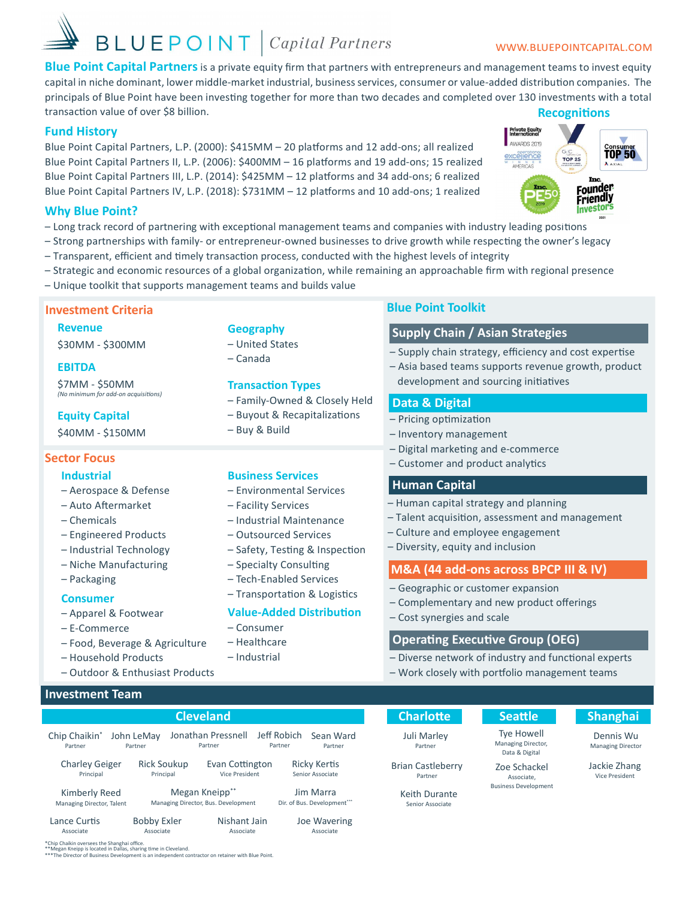# BLUEPOINT | Capital Partners

WWW.BLUEPOINTCAPITAL.COM

**Blue Point Capital Partners** is a private equity firm that partners with entrepreneurs and management teams to invest equity capital in niche dominant, lower middle-market industrial, business services, consumer or value-added distribution companies. The principals of Blue Point have been investing together for more than two decades and completed over 130 investments with a total transaction value of over $8 billion.

## Fund History

Blue Point Capital Partners, L.P. (2000): $415MM – 20 platforms and 12 add-ons; all realized
Blue Point Capital Partners II, L.P. (2006): $400MM – 16 platforms and 19 add-ons; 15 realized
Blue Point Capital Partners III, L.P. (2014): $425MM – 12 platforms and 34 add-ons; 6 realized
Blue Point Capital Partners IV, L.P. (2018): $731MM – 12 platforms and 10 add-ons; 1 realized

## Recognitions

Private Equity International Awards 2019 – Operational Excellence Winner Americas
Top 25
Consumer Top 50 – Axial
Inc. PE50 2019
Inc. Founder Friendly Investors 2021

## Why Blue Point?

– Long track record of partnering with exceptional management teams and companies with industry leading positions
– Strong partnerships with family- or entrepreneur-owned businesses to drive growth while respecting the owner's legacy
– Transparent, efficient and timely transaction process, conducted with the highest levels of integrity
– Strategic and economic resources of a global organization, while remaining an approachable firm with regional presence
– Unique toolkit that supports management teams and builds value

## Investment Criteria

### Revenue
$30MM - $300MM

### EBITDA
$7MM - $50MM
*(No minimum for add-on acquisitions)*

### Equity Capital
$40MM - $150MM

### Geography
– United States
– Canada

### Transaction Types
– Family-Owned & Closely Held
– Buyout & Recapitalizations
– Buy & Build

## Sector Focus

### Industrial
– Aerospace & Defense
– Auto Aftermarket
– Chemicals
– Engineered Products
– Industrial Technology
– Niche Manufacturing
– Packaging

### Consumer
– Apparel & Footwear
– E-Commerce
– Food, Beverage & Agriculture
– Household Products
– Outdoor & Enthusiast Products

### Business Services
– Environmental Services
– Facility Services
– Industrial Maintenance
– Outsourced Services
– Safety, Testing & Inspection
– Specialty Consulting
– Tech-Enabled Services
– Transportation & Logistics

### Value-Added Distribution
– Consumer
– Healthcare
– Industrial

## Blue Point Toolkit

### Supply Chain / Asian Strategies
– Supply chain strategy, efficiency and cost expertise
– Asia based teams supports revenue growth, product development and sourcing initiatives

### Data & Digital
– Pricing optimization
– Inventory management
– Digital marketing and e-commerce
– Customer and product analytics

### Human Capital
– Human capital strategy and planning
– Talent acquisition, assessment and management
– Culture and employee engagement
– Diversity, equity and inclusion

### M&A (44 add-ons across BPCP III & IV)
– Geographic or customer expansion
– Complementary and new product offerings
– Cost synergies and scale

### Operating Executive Group (OEG)
– Diverse network of industry and functional experts
– Work closely with portfolio management teams

## Investment Team

### Cleveland

- Chip Chaikin* – Partner
- John LeMay – Partner
- Jonathan Pressnell – Partner
- Jeff Robich – Partner
- Sean Ward – Partner
- Charley Geiger – Principal
- Rick Soukup – Principal
- Evan Cottington – Vice President
- Ricky Kertis – Senior Associate
- Kimberly Reed – Managing Director, Talent
- Megan Kneipp** – Managing Director, Bus. Development
- Jim Marra – Dir. of Bus. Development***
- Lance Curtis – Associate
- Bobby Exler – Associate
- Nishant Jain – Associate
- Joe Wavering – Associate

### Charlotte

- Juli Marley – Partner
- Brian Castleberry – Partner
- Keith Durante – Senior Associate

### Seattle

- Tye Howell – Managing Director, Data & Digital
- Zoe Schackel – Associate, Business Development

### Shanghai

- Dennis Wu – Managing Director
- Jackie Zhang – Vice President

*Chip Chaikin oversees the Shanghai office.
**Megan Kneipp is located in Dallas, sharing time in Cleveland.
***The Director of Business Development is an independent contractor on retainer with Blue Point.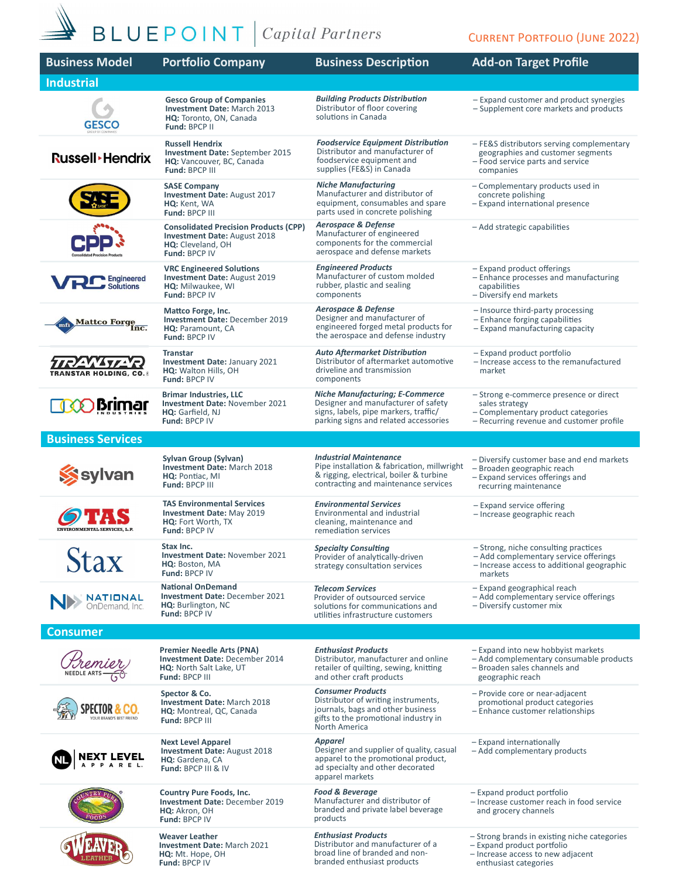# BLUEPOINT Capital Partners

**CURRENT PORTFOLIO (JUNE 2022)**

| Business Model | Portfolio Company | Business Description | Add-on Target Profile |
|---|---|---|---|
| **Industrial** | | | |
| GESCO | **Gesco Group of Companies**<br>**Investment Date:** March 2013<br>**HQ:** Toronto, ON, Canada<br>**Fund:** BPCP II | ***Building Products Distribution***<br>Distributor of floor covering solutions in Canada | – Expand customer and product synergies<br>– Supplement core markets and products |
| Russell Hendrix | **Russell Hendrix**<br>**Investment Date:** September 2015<br>**HQ:** Vancouver, BC, Canada<br>**Fund:** BPCP III | ***Foodservice Equipment Distribution***<br>Distributor and manufacturer of foodservice equipment and supplies (FE&S) in Canada | – FE&S distributors serving complementary geographies and customer segments<br>– Food service parts and service companies |
| SASE | **SASE Company**<br>**Investment Date:** August 2017<br>**HQ:** Kent, WA<br>**Fund:** BPCP III | ***Niche Manufacturing***<br>Manufacturer and distributor of equipment, consumables and spare parts used in concrete polishing | – Complementary products used in concrete polishing<br>– Expand international presence |
| CPP | **Consolidated Precision Products (CPP)**<br>**Investment Date:** August 2018<br>**HQ:** Cleveland, OH<br>**Fund:** BPCP IV | ***Aerospace & Defense***<br>Manufacturer of engineered components for the commercial aerospace and defense markets | – Add strategic capabilities |
| VRC Engineered Solutions | **VRC Engineered Solutions**<br>**Investment Date:** August 2019<br>**HQ:** Milwaukee, WI<br>**Fund:** BPCP IV | ***Engineered Products***<br>Manufacturer of custom molded rubber, plastic and sealing components | – Expand product offerings<br>– Enhance processes and manufacturing capabilities<br>– Diversify end markets |
| Mattco Forge, Inc. | **Mattco Forge, Inc.**<br>**Investment Date:** December 2019<br>**HQ:** Paramount, CA<br>**Fund:** BPCP IV | ***Aerospace & Defense***<br>Designer and manufacturer of engineered forged metal products for the aerospace and defense industry | – Insource third-party processing<br>– Enhance forging capabilities<br>– Expand manufacturing capacity |
| Transtar Holding, Co. | **Transtar**<br>**Investment Date:** January 2021<br>**HQ:** Walton Hills, OH<br>**Fund:** BPCP IV | ***Auto Aftermarket Distribution***<br>Distributor of aftermarket automotive driveline and transmission components | – Expand product portfolio<br>– Increase access to the remanufactured market |
| Brimar Industries | **Brimar Industries, LLC**<br>**Investment Date:** November 2021<br>**HQ:** Garfield, NJ<br>**Fund:** BPCP IV | ***Niche Manufacturing; E-Commerce***<br>Designer and manufacturer of safety signs, labels, pipe markers, traffic/parking signs and related accessories | – Strong e-commerce presence or direct sales strategy<br>– Complementary product categories<br>– Recurring revenue and customer profile |
| **Business Services** | | | |
| sylvan | **Sylvan Group (Sylvan)**<br>**Investment Date:** March 2018<br>**HQ:** Pontiac, MI<br>**Fund:** BPCP III | ***Industrial Maintenance***<br>Pipe installation & fabrication, millwright & rigging, electrical, boiler & turbine contracting and maintenance services | – Diversify customer base and end markets<br>– Broaden geographic reach<br>– Expand services offerings and recurring maintenance |
| TAS Environmental Services, L.P. | **TAS Environmental Services**<br>**Investment Date:** May 2019<br>**HQ:** Fort Worth, TX<br>**Fund:** BPCP IV | ***Environmental Services***<br>Environmental and industrial cleaning, maintenance and remediation services | – Expand service offering<br>– Increase geographic reach |
| Stax | **Stax Inc.**<br>**Investment Date:** November 2021<br>**HQ:** Boston, MA<br>**Fund:** BPCP IV | ***Specialty Consulting***<br>Provider of analytically-driven strategy consultation services | – Strong, niche consulting practices<br>– Add complementary service offerings<br>– Increase access to additional geographic markets |
| National OnDemand, Inc. | **National OnDemand**<br>**Investment Date:** December 2021<br>**HQ:** Burlington, NC<br>**Fund:** BPCP IV | ***Telecom Services***<br>Provider of outsourced service solutions for communications and utilities infrastructure customers | – Expand geographical reach<br>– Add complementary service offerings<br>– Diversify customer mix |
| **Consumer** | | | |
| Premier Needle Arts | **Premier Needle Arts (PNA)**<br>**Investment Date:** December 2014<br>**HQ:** North Salt Lake, UT<br>**Fund:** BPCP III | ***Enthusiast Products***<br>Distributor, manufacturer and online retailer of quilting, sewing, knitting and other craft products | – Expand into new hobbyist markets<br>– Add complementary consumable products<br>– Broaden sales channels and geographic reach |
| Spector & Co. | **Spector & Co.**<br>**Investment Date:** March 2018<br>**HQ:** Montreal, QC, Canada<br>**Fund:** BPCP III | ***Consumer Products***<br>Distributor of writing instruments, journals, bags and other business gifts to the promotional industry in North America | – Provide core or near-adjacent promotional product categories<br>– Enhance customer relationships |
| Next Level Apparel | **Next Level Apparel**<br>**Investment Date:** August 2018<br>**HQ:** Gardena, CA<br>**Fund:** BPCP III & IV | ***Apparel***<br>Designer and supplier of quality, casual apparel to the promotional product, ad specialty and other decorated apparel markets | – Expand internationally<br>– Add complementary products |
| Country Pure Foods | **Country Pure Foods, Inc.**<br>**Investment Date:** December 2019<br>**HQ:** Akron, OH<br>**Fund:** BPCP IV | ***Food & Beverage***<br>Manufacturer and distributor of branded and private label beverage products | – Expand product portfolio<br>– Increase customer reach in food service and grocery channels |
| Weaver Leather | **Weaver Leather**<br>**Investment Date:** March 2021<br>**HQ:** Mt. Hope, OH<br>**Fund:** BPCP IV | ***Enthusiast Products***<br>Distributor and manufacturer of a broad line of branded and non-branded enthusiast products | – Strong brands in existing niche categories<br>– Expand product portfolio<br>– Increase access to new adjacent enthusiast categories |